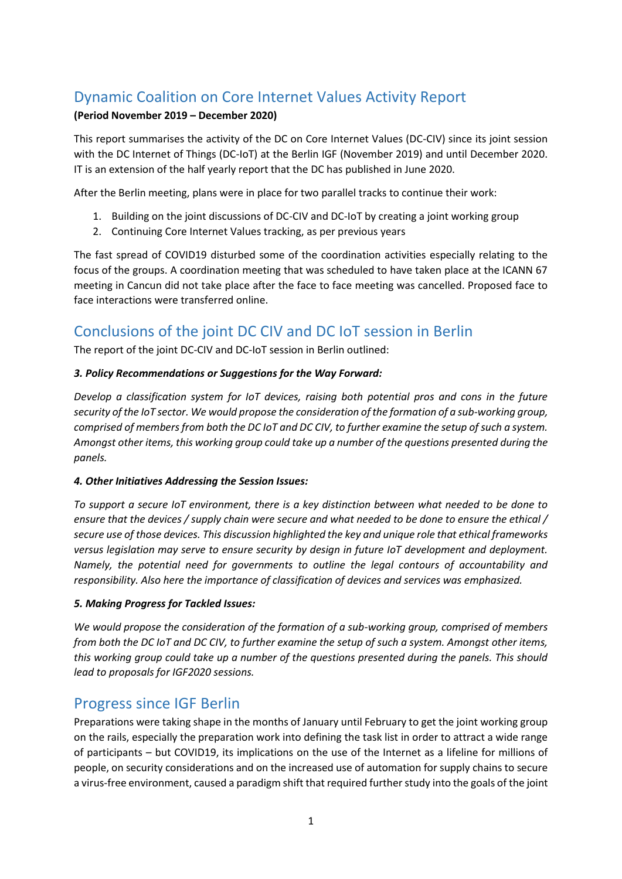# Dynamic Coalition on Core Internet Values Activity Report

**(Period November 2019 – December 2020)**

This report summarises the activity of the DC on Core Internet Values (DC-CIV) since its joint session with the DC Internet of Things (DC-IoT) at the Berlin IGF (November 2019) and until December 2020. IT is an extension of the half yearly report that the DC has published in June 2020.

After the Berlin meeting, plans were in place for two parallel tracks to continue their work:

1. Building on the joint discussions of DC-CIV and DC-IoT by creating a joint working group
2. Continuing Core Internet Values tracking, as per previous years

The fast spread of COVID19 disturbed some of the coordination activities especially relating to the focus of the groups. A coordination meeting that was scheduled to have taken place at the ICANN 67 meeting in Cancun did not take place after the face to face meeting was cancelled. Proposed face to face interactions were transferred online.

## Conclusions of the joint DC CIV and DC IoT session in Berlin

The report of the joint DC-CIV and DC-IoT session in Berlin outlined:

***3. Policy Recommendations or Suggestions for the Way Forward:***

*Develop a classification system for IoT devices, raising both potential pros and cons in the future security of the IoT sector. We would propose the consideration of the formation of a sub-working group, comprised of members from both the DC IoT and DC CIV, to further examine the setup of such a system. Amongst other items, this working group could take up a number of the questions presented during the panels.*

***4. Other Initiatives Addressing the Session Issues:***

*To support a secure IoT environment, there is a key distinction between what needed to be done to ensure that the devices / supply chain were secure and what needed to be done to ensure the ethical / secure use of those devices. This discussion highlighted the key and unique role that ethical frameworks versus legislation may serve to ensure security by design in future IoT development and deployment. Namely, the potential need for governments to outline the legal contours of accountability and responsibility. Also here the importance of classification of devices and services was emphasized.*

***5. Making Progress for Tackled Issues:***

*We would propose the consideration of the formation of a sub-working group, comprised of members from both the DC IoT and DC CIV, to further examine the setup of such a system. Amongst other items, this working group could take up a number of the questions presented during the panels. This should lead to proposals for IGF2020 sessions.*

## Progress since IGF Berlin

Preparations were taking shape in the months of January until February to get the joint working group on the rails, especially the preparation work into defining the task list in order to attract a wide range of participants – but COVID19, its implications on the use of the Internet as a lifeline for millions of people, on security considerations and on the increased use of automation for supply chains to secure a virus-free environment, caused a paradigm shift that required further study into the goals of the joint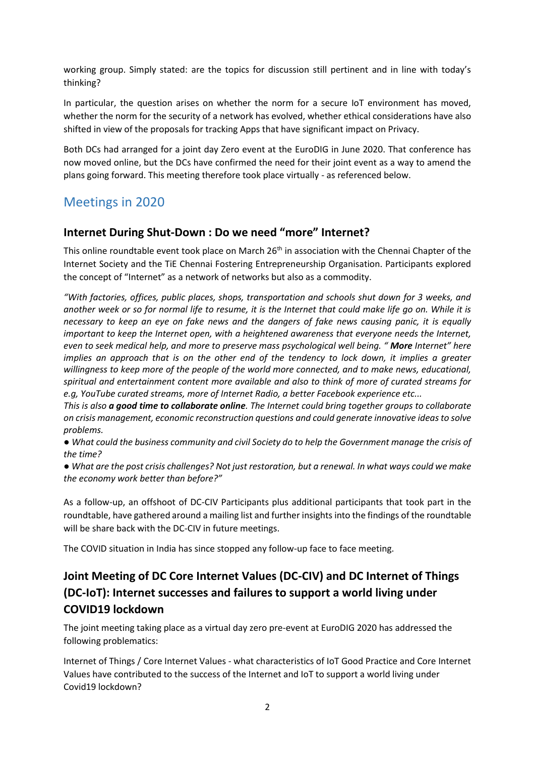working group. Simply stated: are the topics for discussion still pertinent and in line with today's thinking?

In particular, the question arises on whether the norm for a secure IoT environment has moved, whether the norm for the security of a network has evolved, whether ethical considerations have also shifted in view of the proposals for tracking Apps that have significant impact on Privacy.

Both DCs had arranged for a joint day Zero event at the EuroDIG in June 2020. That conference has now moved online, but the DCs have confirmed the need for their joint event as a way to amend the plans going forward. This meeting therefore took place virtually - as referenced below.

## Meetings in 2020

### Internet During Shut-Down : Do we need "more" Internet?

This online roundtable event took place on March 26th in association with the Chennai Chapter of the Internet Society and the TiE Chennai Fostering Entrepreneurship Organisation. Participants explored the concept of "Internet" as a network of networks but also as a commodity.

*"With factories, offices, public places, shops, transportation and schools shut down for 3 weeks, and another week or so for normal life to resume, it is the Internet that could make life go on. While it is necessary to keep an eye on fake news and the dangers of fake news causing panic, it is equally important to keep the Internet open, with a heightened awareness that everyone needs the Internet, even to seek medical help, and more to preserve mass psychological well being. "* ***More*** *Internet" here implies an approach that is on the other end of the tendency to lock down, it implies a greater willingness to keep more of the people of the world more connected, and to make news, educational, spiritual and entertainment content more available and also to think of more of curated streams for e.g, YouTube curated streams, more of Internet Radio, a better Facebook experience etc...*
*This is also* ***a good time to collaborate online****. The Internet could bring together groups to collaborate on crisis management, economic reconstruction questions and could generate innovative ideas to solve problems.*

- *What could the business community and civil Society do to help the Government manage the crisis of the time?*
- *What are the post crisis challenges? Not just restoration, but a renewal. In what ways could we make the economy work better than before?"*

As a follow-up, an offshoot of DC-CIV Participants plus additional participants that took part in the roundtable, have gathered around a mailing list and further insights into the findings of the roundtable will be share back with the DC-CIV in future meetings.

The COVID situation in India has since stopped any follow-up face to face meeting.

### Joint Meeting of DC Core Internet Values (DC-CIV) and DC Internet of Things (DC-IoT): Internet successes and failures to support a world living under COVID19 lockdown

The joint meeting taking place as a virtual day zero pre-event at EuroDIG 2020 has addressed the following problematics:

Internet of Things / Core Internet Values - what characteristics of IoT Good Practice and Core Internet Values have contributed to the success of the Internet and IoT to support a world living under Covid19 lockdown?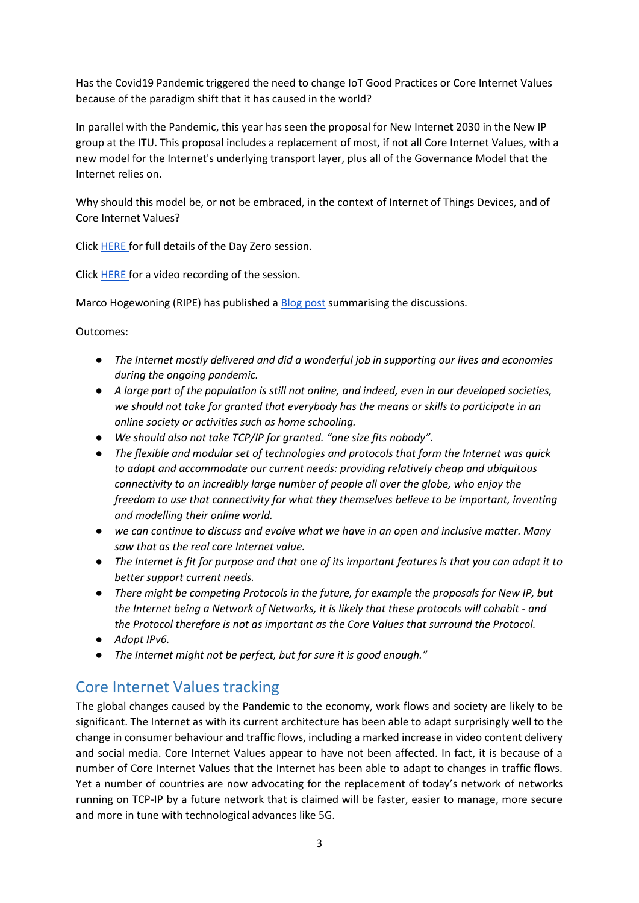Has the Covid19 Pandemic triggered the need to change IoT Good Practices or Core Internet Values because of the paradigm shift that it has caused in the world?

In parallel with the Pandemic, this year has seen the proposal for New Internet 2030 in the New IP group at the ITU. This proposal includes a replacement of most, if not all Core Internet Values, with a new model for the Internet's underlying transport layer, plus all of the Governance Model that the Internet relies on.

Why should this model be, or not be embraced, in the context of Internet of Things Devices, and of Core Internet Values?

Click HERE for full details of the Day Zero session.

Click HERE for a video recording of the session.

Marco Hogewoning (RIPE) has published a Blog post summarising the discussions.

Outcomes:

- *The Internet mostly delivered and did a wonderful job in supporting our lives and economies during the ongoing pandemic.*
- *A large part of the population is still not online, and indeed, even in our developed societies, we should not take for granted that everybody has the means or skills to participate in an online society or activities such as home schooling.*
- *We should also not take TCP/IP for granted. "one size fits nobody".*
- *The flexible and modular set of technologies and protocols that form the Internet was quick to adapt and accommodate our current needs: providing relatively cheap and ubiquitous connectivity to an incredibly large number of people all over the globe, who enjoy the freedom to use that connectivity for what they themselves believe to be important, inventing and modelling their online world.*
- *we can continue to discuss and evolve what we have in an open and inclusive matter. Many saw that as the real core Internet value.*
- *The Internet is fit for purpose and that one of its important features is that you can adapt it to better support current needs.*
- *There might be competing Protocols in the future, for example the proposals for New IP, but the Internet being a Network of Networks, it is likely that these protocols will cohabit - and the Protocol therefore is not as important as the Core Values that surround the Protocol.*
- *Adopt IPv6.*
- *The Internet might not be perfect, but for sure it is good enough."*

## Core Internet Values tracking

The global changes caused by the Pandemic to the economy, work flows and society are likely to be significant. The Internet as with its current architecture has been able to adapt surprisingly well to the change in consumer behaviour and traffic flows, including a marked increase in video content delivery and social media. Core Internet Values appear to have not been affected. In fact, it is because of a number of Core Internet Values that the Internet has been able to adapt to changes in traffic flows. Yet a number of countries are now advocating for the replacement of today's network of networks running on TCP-IP by a future network that is claimed will be faster, easier to manage, more secure and more in tune with technological advances like 5G.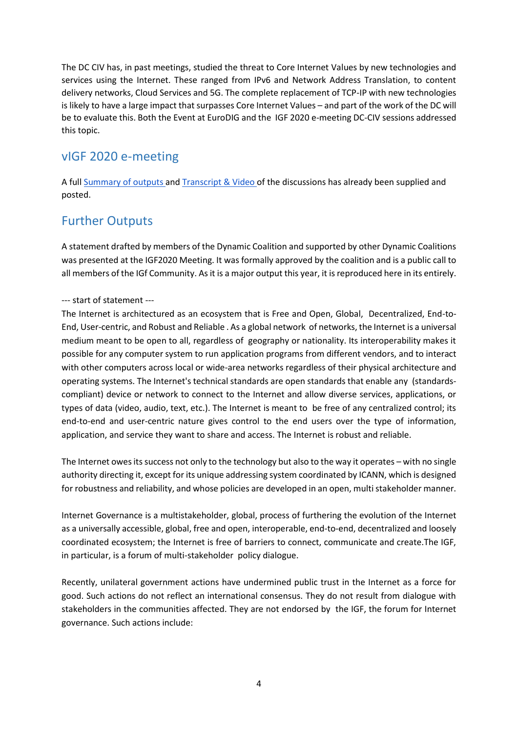The DC CIV has, in past meetings, studied the threat to Core Internet Values by new technologies and services using the Internet. These ranged from IPv6 and Network Address Translation, to content delivery networks, Cloud Services and 5G. The complete replacement of TCP-IP with new technologies is likely to have a large impact that surpasses Core Internet Values – and part of the work of the DC will be to evaluate this. Both the Event at EuroDIG and the IGF 2020 e-meeting DC-CIV sessions addressed this topic.

## vIGF 2020 e-meeting

A full Summary of outputs and Transcript & Video of the discussions has already been supplied and posted.

## Further Outputs

A statement drafted by members of the Dynamic Coalition and supported by other Dynamic Coalitions was presented at the IGF2020 Meeting. It was formally approved by the coalition and is a public call to all members of the IGf Community. As it is a major output this year, it is reproduced here in its entirely.

--- start of statement ---

The Internet is architectured as an ecosystem that is Free and Open, Global, Decentralized, End-to-End, User-centric, and Robust and Reliable . As a global network of networks, the Internet is a universal medium meant to be open to all, regardless of geography or nationality. Its interoperability makes it possible for any computer system to run application programs from different vendors, and to interact with other computers across local or wide-area networks regardless of their physical architecture and operating systems. The Internet's technical standards are open standards that enable any (standards-compliant) device or network to connect to the Internet and allow diverse services, applications, or types of data (video, audio, text, etc.). The Internet is meant to be free of any centralized control; its end-to-end and user-centric nature gives control to the end users over the type of information, application, and service they want to share and access. The Internet is robust and reliable.

The Internet owes its success not only to the technology but also to the way it operates – with no single authority directing it, except for its unique addressing system coordinated by ICANN, which is designed for robustness and reliability, and whose policies are developed in an open, multi stakeholder manner.

Internet Governance is a multistakeholder, global, process of furthering the evolution of the Internet as a universally accessible, global, free and open, interoperable, end-to-end, decentralized and loosely coordinated ecosystem; the Internet is free of barriers to connect, communicate and create.The IGF, in particular, is a forum of multi-stakeholder policy dialogue.

Recently, unilateral government actions have undermined public trust in the Internet as a force for good. Such actions do not reflect an international consensus. They do not result from dialogue with stakeholders in the communities affected. They are not endorsed by the IGF, the forum for Internet governance. Such actions include: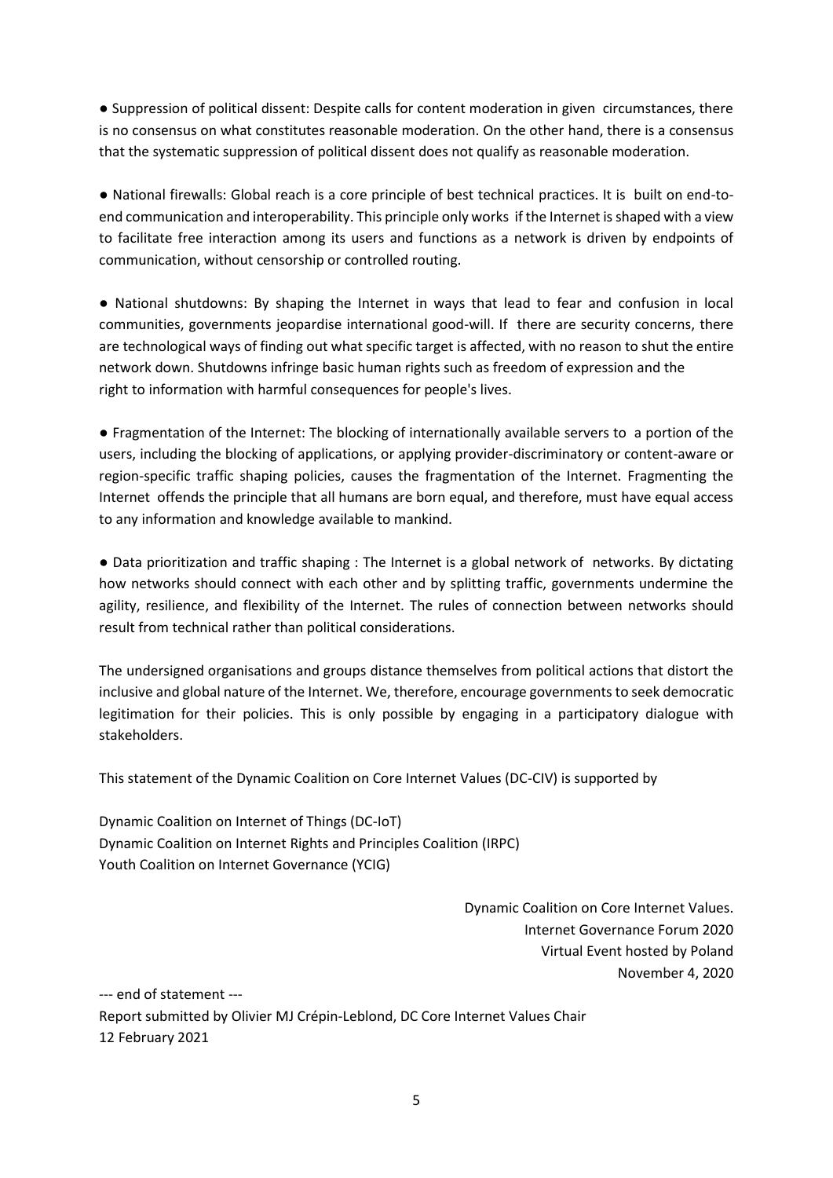- Suppression of political dissent: Despite calls for content moderation in given circumstances, there is no consensus on what constitutes reasonable moderation. On the other hand, there is a consensus that the systematic suppression of political dissent does not qualify as reasonable moderation.

- National firewalls: Global reach is a core principle of best technical practices. It is built on end-to-end communication and interoperability. This principle only works if the Internet is shaped with a view to facilitate free interaction among its users and functions as a network is driven by endpoints of communication, without censorship or controlled routing.

- National shutdowns: By shaping the Internet in ways that lead to fear and confusion in local communities, governments jeopardise international good-will. If there are security concerns, there are technological ways of finding out what specific target is affected, with no reason to shut the entire network down. Shutdowns infringe basic human rights such as freedom of expression and the right to information with harmful consequences for people's lives.

- Fragmentation of the Internet: The blocking of internationally available servers to a portion of the users, including the blocking of applications, or applying provider-discriminatory or content-aware or region-specific traffic shaping policies, causes the fragmentation of the Internet. Fragmenting the Internet offends the principle that all humans are born equal, and therefore, must have equal access to any information and knowledge available to mankind.

- Data prioritization and traffic shaping : The Internet is a global network of networks. By dictating how networks should connect with each other and by splitting traffic, governments undermine the agility, resilience, and flexibility of the Internet. The rules of connection between networks should result from technical rather than political considerations.

The undersigned organisations and groups distance themselves from political actions that distort the inclusive and global nature of the Internet. We, therefore, encourage governments to seek democratic legitimation for their policies. This is only possible by engaging in a participatory dialogue with stakeholders.

This statement of the Dynamic Coalition on Core Internet Values (DC-CIV) is supported by

Dynamic Coalition on Internet of Things (DC-IoT)
Dynamic Coalition on Internet Rights and Principles Coalition (IRPC)
Youth Coalition on Internet Governance (YCIG)

Dynamic Coalition on Core Internet Values.
Internet Governance Forum 2020
Virtual Event hosted by Poland
November 4, 2020

--- end of statement ---
Report submitted by Olivier MJ Crépin-Leblond, DC Core Internet Values Chair
12 February 2021